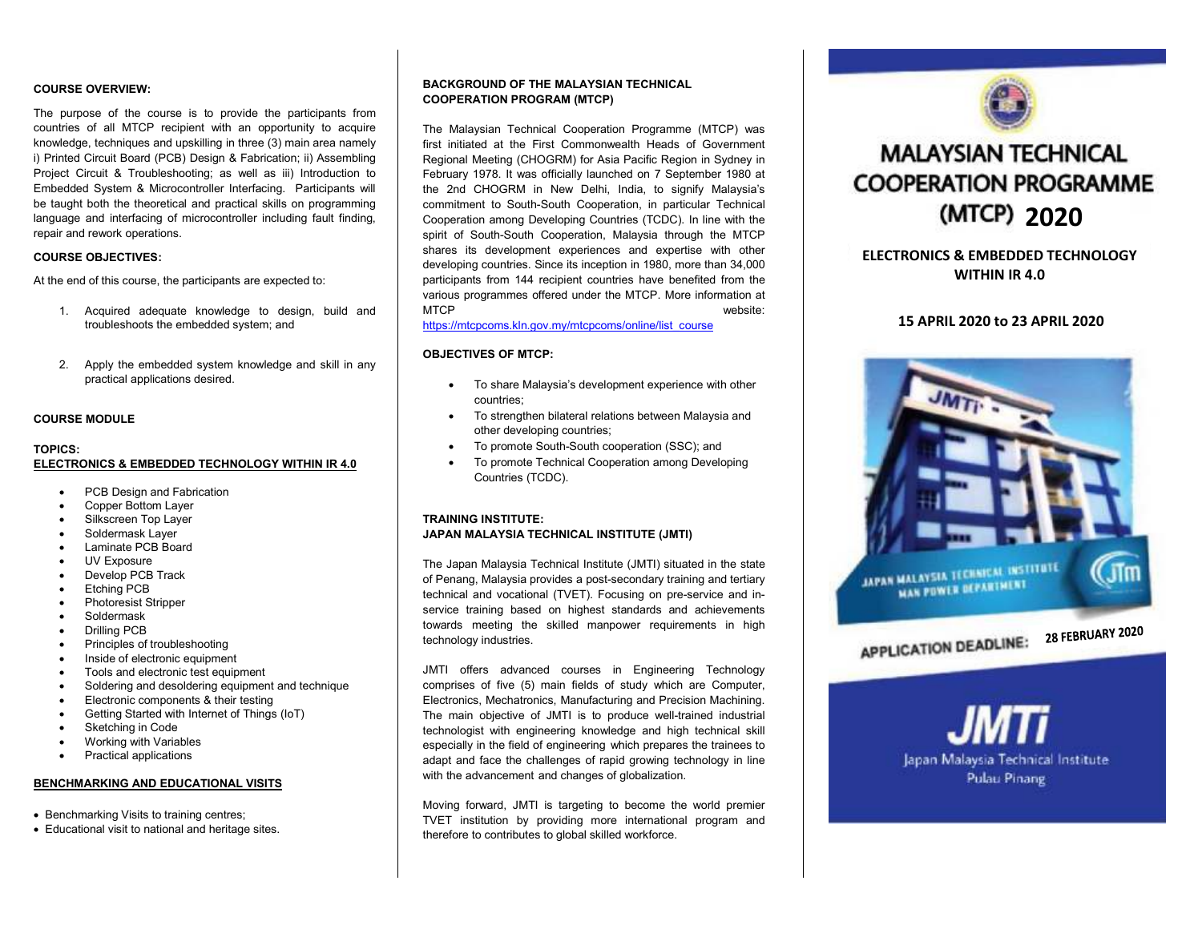### COURSE OVERVIEW:

The purpose of the course is to provide the participants from countries of all MTCP recipient with an opportunity to acquire knowledge, techniques and upskilling in three (3) main area namely i) Printed Circuit Board (PCB) Design & Fabrication; ii) Assembling Project Circuit & Troubleshooting; as well as iii) Introduction to Embedded System & Microcontroller Interfacing. Participants will be taught both the theoretical and practical skills on programming language and interfacing of microcontroller including fault finding, repair and rework operations.

### COURSE OBJECTIVES:

At the end of this course, the participants are expected to:

1. Acquired adequate knowledge to design, build and troubleshoots the embedded system; and
2. Apply the embedded system knowledge and skill in any practical applications desired.

### COURSE MODULE

**TOPICS:**
**ELECTRONICS & EMBEDDED TECHNOLOGY WITHIN IR 4.0**

- PCB Design and Fabrication
- Copper Bottom Layer
- Silkscreen Top Layer
- Soldermask Layer
- Laminate PCB Board
- UV Exposure
- Develop PCB Track
- Etching PCB
- Photoresist Stripper
- Soldermask
- Drilling PCB
- Principles of troubleshooting
- Inside of electronic equipment
- Tools and electronic test equipment
- Soldering and desoldering equipment and technique
- Electronic components & their testing
- Getting Started with Internet of Things (IoT)
- Sketching in Code
- Working with Variables
- Practical applications

### BENCHMARKING AND EDUCATIONAL VISITS

- Benchmarking Visits to training centres;
- Educational visit to national and heritage sites.

### BACKGROUND OF THE MALAYSIAN TECHNICAL COOPERATION PROGRAM (MTCP)

The Malaysian Technical Cooperation Programme (MTCP) was first initiated at the First Commonwealth Heads of Government Regional Meeting (CHOGRM) for Asia Pacific Region in Sydney in February 1978. It was officially launched on 7 September 1980 at the 2nd CHOGRM in New Delhi, India, to signify Malaysia's commitment to South-South Cooperation, in particular Technical Cooperation among Developing Countries (TCDC). In line with the spirit of South-South Cooperation, Malaysia through the MTCP shares its development experiences and expertise with other developing countries. Since its inception in 1980, more than 34,000 participants from 144 recipient countries have benefited from the various programmes offered under the MTCP. More information at MTCP website: https://mtcpcoms.kln.gov.my/mtcpcoms/online/list_course

### OBJECTIVES OF MTCP:

- To share Malaysia's development experience with other countries;
- To strengthen bilateral relations between Malaysia and other developing countries;
- To promote South-South cooperation (SSC); and
- To promote Technical Cooperation among Developing Countries (TCDC).

### TRAINING INSTITUTE: JAPAN MALAYSIA TECHNICAL INSTITUTE (JMTI)

The Japan Malaysia Technical Institute (JMTI) situated in the state of Penang, Malaysia provides a post-secondary training and tertiary technical and vocational (TVET). Focusing on pre-service and in-service training based on highest standards and achievements towards meeting the skilled manpower requirements in high technology industries.

JMTI offers advanced courses in Engineering Technology comprises of five (5) main fields of study which are Computer, Electronics, Mechatronics, Manufacturing and Precision Machining. The main objective of JMTI is to produce well-trained industrial technologist with engineering knowledge and high technical skill especially in the field of engineering which prepares the trainees to adapt and face the challenges of rapid growing technology in line with the advancement and changes of globalization.

Moving forward, JMTI is targeting to become the world premier TVET institution by providing more international program and therefore to contributes to global skilled workforce.

# MALAYSIAN TECHNICAL COOPERATION PROGRAMME (MTCP) 2020

## ELECTRONICS & EMBEDDED TECHNOLOGY WITHIN IR 4.0

**15 APRIL 2020 to 23 APRIL 2020**

JAPAN MALAYSIA TECHNICAL INSTITUTE
MAN POWER DEPARTMENT

**APPLICATION DEADLINE: 28 FEBRUARY 2020**

**JMTI**
Japan Malaysia Technical Institute
Pulau Pinang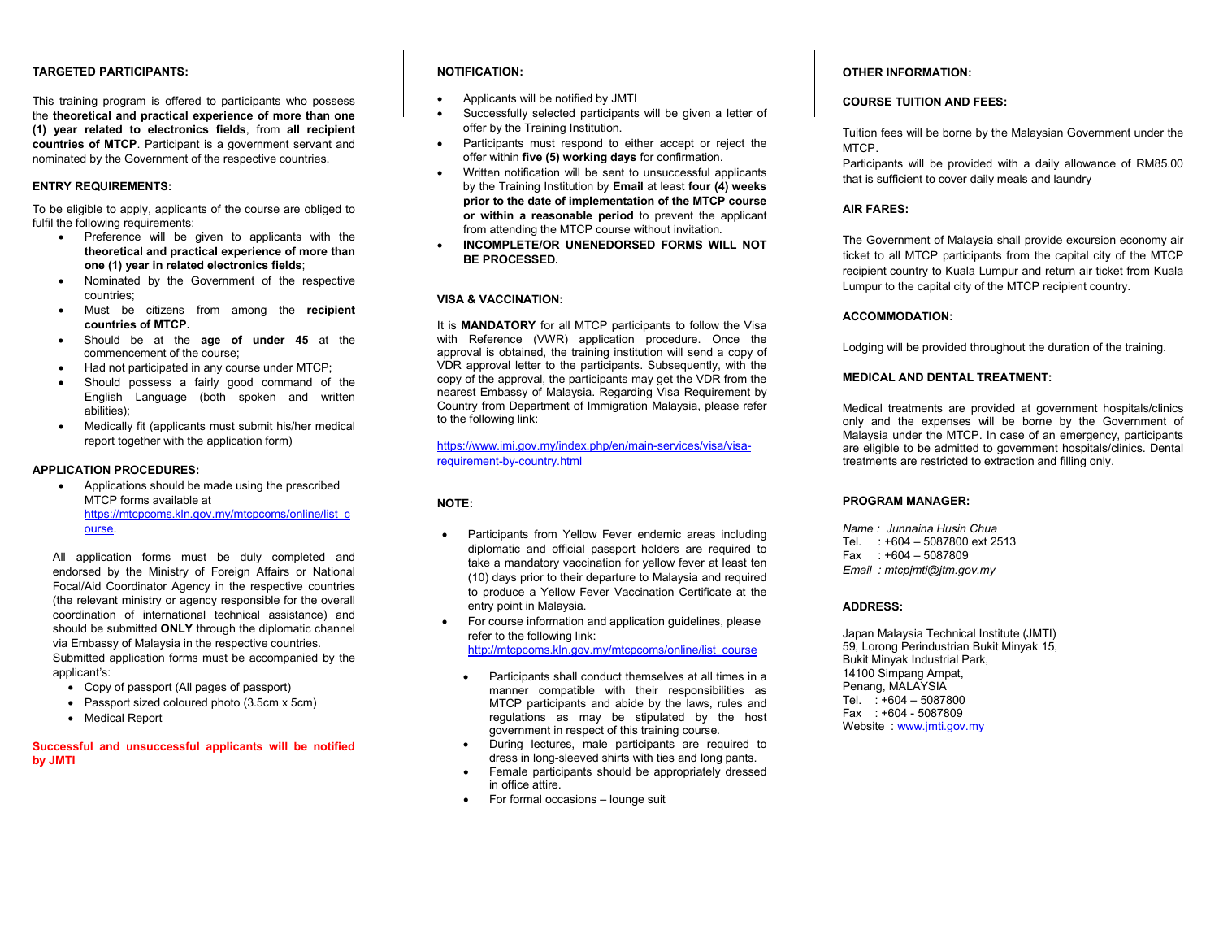## TARGETED PARTICIPANTS:

This training program is offered to participants who possess the **theoretical and practical experience of more than one (1) year related to electronics fields**, from **all recipient countries of MTCP**. Participant is a government servant and nominated by the Government of the respective countries.

## ENTRY REQUIREMENTS:

To be eligible to apply, applicants of the course are obliged to fulfil the following requirements:

- Preference will be given to applicants with the **theoretical and practical experience of more than one (1) year in related electronics fields**;
- Nominated by the Government of the respective countries;
- Must be citizens from among the **recipient countries of MTCP.**
- Should be at the **age of under 45** at the commencement of the course;
- Had not participated in any course under MTCP;
- Should possess a fairly good command of the English Language (both spoken and written abilities);
- Medically fit (applicants must submit his/her medical report together with the application form)

## APPLICATION PROCEDURES:

- Applications should be made using the prescribed MTCP forms available at https://mtcpcoms.kln.gov.my/mtcpcoms/online/list_course.

All application forms must be duly completed and endorsed by the Ministry of Foreign Affairs or National Focal/Aid Coordinator Agency in the respective countries (the relevant ministry or agency responsible for the overall coordination of international technical assistance) and should be submitted **ONLY** through the diplomatic channel via Embassy of Malaysia in the respective countries.

Submitted application forms must be accompanied by the applicant's:

- Copy of passport (All pages of passport)
- Passport sized coloured photo (3.5cm x 5cm)
- Medical Report

**Successful and unsuccessful applicants will be notified by JMTI**

## NOTIFICATION:

- Applicants will be notified by JMTI
- Successfully selected participants will be given a letter of offer by the Training Institution.
- Participants must respond to either accept or reject the offer within **five (5) working days** for confirmation.
- Written notification will be sent to unsuccessful applicants by the Training Institution by **Email** at least **four (4) weeks prior to the date of implementation of the MTCP course or within a reasonable period** to prevent the applicant from attending the MTCP course without invitation.
- **INCOMPLETE/OR UNENEDORSED FORMS WILL NOT BE PROCESSED.**

## VISA & VACCINATION:

It is **MANDATORY** for all MTCP participants to follow the Visa with Reference (VWR) application procedure. Once the approval is obtained, the training institution will send a copy of VDR approval letter to the participants. Subsequently, with the copy of the approval, the participants may get the VDR from the nearest Embassy of Malaysia. Regarding Visa Requirement by Country from Department of Immigration Malaysia, please refer to the following link:

https://www.imi.gov.my/index.php/en/main-services/visa/visa-requirement-by-country.html

## NOTE:

- Participants from Yellow Fever endemic areas including diplomatic and official passport holders are required to take a mandatory vaccination for yellow fever at least ten (10) days prior to their departure to Malaysia and required to produce a Yellow Fever Vaccination Certificate at the entry point in Malaysia.
- For course information and application guidelines, please refer to the following link: http://mtcpcoms.kln.gov.my/mtcpcoms/online/list_course
  - Participants shall conduct themselves at all times in a manner compatible with their responsibilities as MTCP participants and abide by the laws, rules and regulations as may be stipulated by the host government in respect of this training course.
  - During lectures, male participants are required to dress in long-sleeved shirts with ties and long pants.
  - Female participants should be appropriately dressed in office attire.
  - For formal occasions – lounge suit

## OTHER INFORMATION:

## COURSE TUITION AND FEES:

Tuition fees will be borne by the Malaysian Government under the MTCP.
Participants will be provided with a daily allowance of RM85.00 that is sufficient to cover daily meals and laundry

## AIR FARES:

The Government of Malaysia shall provide excursion economy air ticket to all MTCP participants from the capital city of the MTCP recipient country to Kuala Lumpur and return air ticket from Kuala Lumpur to the capital city of the MTCP recipient country.

## ACCOMMODATION:

Lodging will be provided throughout the duration of the training.

## MEDICAL AND DENTAL TREATMENT:

Medical treatments are provided at government hospitals/clinics only and the expenses will be borne by the Government of Malaysia under the MTCP. In case of an emergency, participants are eligible to be admitted to government hospitals/clinics. Dental treatments are restricted to extraction and filling only.

## PROGRAM MANAGER:

*Name : Junnaina Husin Chua*
Tel. : +604 – 5087800 ext 2513
Fax : +604 – 5087809
*Email : mtcpjmti@jtm.gov.my*

## ADDRESS:

Japan Malaysia Technical Institute (JMTI)
59, Lorong Perindustrian Bukit Minyak 15,
Bukit Minyak Industrial Park,
14100 Simpang Ampat,
Penang, MALAYSIA
Tel. : +604 – 5087800
Fax : +604 - 5087809
Website : www.jmti.gov.my